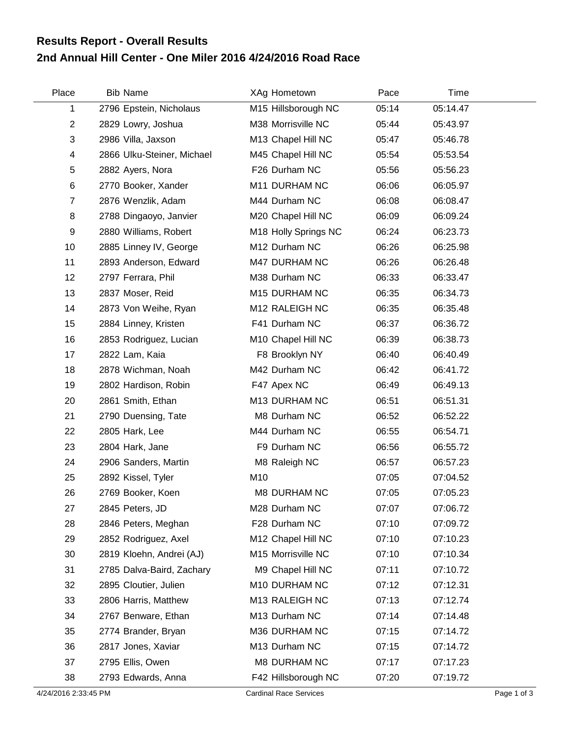## Results Report - Overall Results

## 2nd Annual Hill Center - One Miler 2016 4/24/2016 Road Race

| Place | Bib | Name | XAg | Hometown | Pace | Time |
|---|---|---|---|---|---|---|
| 1 | 2796 | Epstein, Nicholaus | M15 | Hillsborough NC | 05:14 | 05:14.47 |
| 2 | 2829 | Lowry, Joshua | M38 | Morrisville NC | 05:44 | 05:43.97 |
| 3 | 2986 | Villa, Jaxson | M13 | Chapel Hill NC | 05:47 | 05:46.78 |
| 4 | 2866 | Ulku-Steiner, Michael | M45 | Chapel Hill NC | 05:54 | 05:53.54 |
| 5 | 2882 | Ayers, Nora | F26 | Durham NC | 05:56 | 05:56.23 |
| 6 | 2770 | Booker, Xander | M11 | DURHAM NC | 06:06 | 06:05.97 |
| 7 | 2876 | Wenzlik, Adam | M44 | Durham NC | 06:08 | 06:08.47 |
| 8 | 2788 | Dingaoyo, Janvier | M20 | Chapel Hill NC | 06:09 | 06:09.24 |
| 9 | 2880 | Williams, Robert | M18 | Holly Springs NC | 06:24 | 06:23.73 |
| 10 | 2885 | Linney IV, George | M12 | Durham NC | 06:26 | 06:25.98 |
| 11 | 2893 | Anderson, Edward | M47 | DURHAM NC | 06:26 | 06:26.48 |
| 12 | 2797 | Ferrara, Phil | M38 | Durham NC | 06:33 | 06:33.47 |
| 13 | 2837 | Moser, Reid | M15 | DURHAM NC | 06:35 | 06:34.73 |
| 14 | 2873 | Von Weihe, Ryan | M12 | RALEIGH NC | 06:35 | 06:35.48 |
| 15 | 2884 | Linney, Kristen | F41 | Durham NC | 06:37 | 06:36.72 |
| 16 | 2853 | Rodriguez, Lucian | M10 | Chapel Hill NC | 06:39 | 06:38.73 |
| 17 | 2822 | Lam, Kaia | F8 | Brooklyn NY | 06:40 | 06:40.49 |
| 18 | 2878 | Wichman, Noah | M42 | Durham NC | 06:42 | 06:41.72 |
| 19 | 2802 | Hardison, Robin | F47 | Apex NC | 06:49 | 06:49.13 |
| 20 | 2861 | Smith, Ethan | M13 | DURHAM NC | 06:51 | 06:51.31 |
| 21 | 2790 | Duensing, Tate | M8 | Durham NC | 06:52 | 06:52.22 |
| 22 | 2805 | Hark, Lee | M44 | Durham NC | 06:55 | 06:54.71 |
| 23 | 2804 | Hark, Jane | F9 | Durham NC | 06:56 | 06:55.72 |
| 24 | 2906 | Sanders, Martin | M8 | Raleigh NC | 06:57 | 06:57.23 |
| 25 | 2892 | Kissel, Tyler | M10 | | 07:05 | 07:04.52 |
| 26 | 2769 | Booker, Koen | M8 | DURHAM NC | 07:05 | 07:05.23 |
| 27 | 2845 | Peters, JD | M28 | Durham NC | 07:07 | 07:06.72 |
| 28 | 2846 | Peters, Meghan | F28 | Durham NC | 07:10 | 07:09.72 |
| 29 | 2852 | Rodriguez, Axel | M12 | Chapel Hill NC | 07:10 | 07:10.23 |
| 30 | 2819 | Kloehn, Andrei (AJ) | M15 | Morrisville NC | 07:10 | 07:10.34 |
| 31 | 2785 | Dalva-Baird, Zachary | M9 | Chapel Hill NC | 07:11 | 07:10.72 |
| 32 | 2895 | Cloutier, Julien | M10 | DURHAM NC | 07:12 | 07:12.31 |
| 33 | 2806 | Harris, Matthew | M13 | RALEIGH NC | 07:13 | 07:12.74 |
| 34 | 2767 | Benware, Ethan | M13 | Durham NC | 07:14 | 07:14.48 |
| 35 | 2774 | Brander, Bryan | M36 | DURHAM NC | 07:15 | 07:14.72 |
| 36 | 2817 | Jones, Xaviar | M13 | Durham NC | 07:15 | 07:14.72 |
| 37 | 2795 | Ellis, Owen | M8 | DURHAM NC | 07:17 | 07:17.23 |
| 38 | 2793 | Edwards, Anna | F42 | Hillsborough NC | 07:20 | 07:19.72 |

4/24/2016 2:33:45 PM    Cardinal Race Services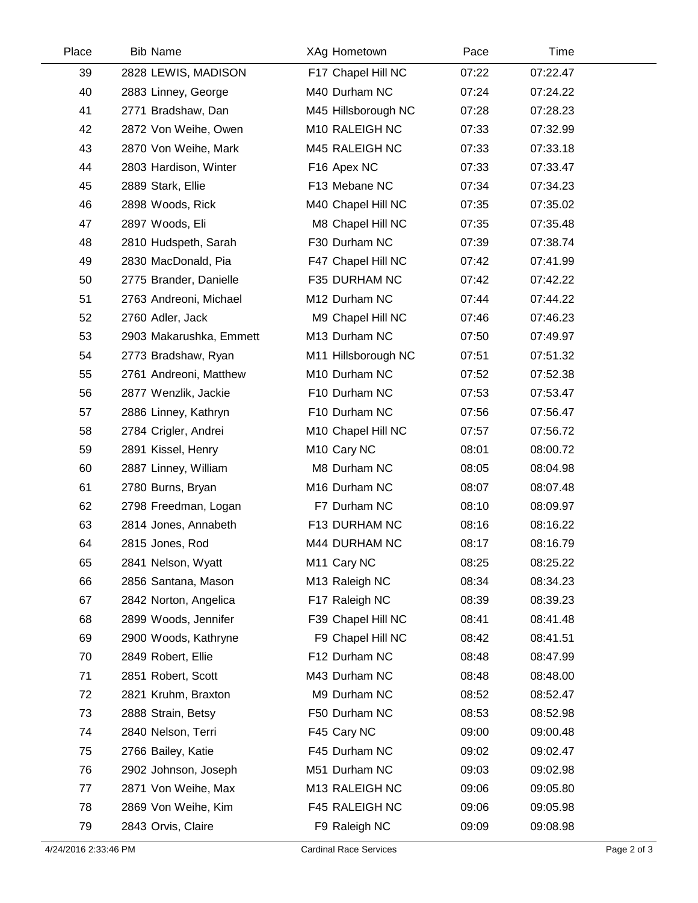| Place | Bib | Name | XAg | Hometown | Pace | Time |
|---|---|---|---|---|---|---|
| 39 | 2828 | LEWIS, MADISON | F17 | Chapel Hill NC | 07:22 | 07:22.47 |
| 40 | 2883 | Linney, George | M40 | Durham NC | 07:24 | 07:24.22 |
| 41 | 2771 | Bradshaw, Dan | M45 | Hillsborough NC | 07:28 | 07:28.23 |
| 42 | 2872 | Von Weihe, Owen | M10 | RALEIGH NC | 07:33 | 07:32.99 |
| 43 | 2870 | Von Weihe, Mark | M45 | RALEIGH NC | 07:33 | 07:33.18 |
| 44 | 2803 | Hardison, Winter | F16 | Apex NC | 07:33 | 07:33.47 |
| 45 | 2889 | Stark, Ellie | F13 | Mebane NC | 07:34 | 07:34.23 |
| 46 | 2898 | Woods, Rick | M40 | Chapel Hill NC | 07:35 | 07:35.02 |
| 47 | 2897 | Woods, Eli | M8 | Chapel Hill NC | 07:35 | 07:35.48 |
| 48 | 2810 | Hudspeth, Sarah | F30 | Durham NC | 07:39 | 07:38.74 |
| 49 | 2830 | MacDonald, Pia | F47 | Chapel Hill NC | 07:42 | 07:41.99 |
| 50 | 2775 | Brander, Danielle | F35 | DURHAM NC | 07:42 | 07:42.22 |
| 51 | 2763 | Andreoni, Michael | M12 | Durham NC | 07:44 | 07:44.22 |
| 52 | 2760 | Adler, Jack | M9 | Chapel Hill NC | 07:46 | 07:46.23 |
| 53 | 2903 | Makarushka, Emmett | M13 | Durham NC | 07:50 | 07:49.97 |
| 54 | 2773 | Bradshaw, Ryan | M11 | Hillsborough NC | 07:51 | 07:51.32 |
| 55 | 2761 | Andreoni, Matthew | M10 | Durham NC | 07:52 | 07:52.38 |
| 56 | 2877 | Wenzlik, Jackie | F10 | Durham NC | 07:53 | 07:53.47 |
| 57 | 2886 | Linney, Kathryn | F10 | Durham NC | 07:56 | 07:56.47 |
| 58 | 2784 | Crigler, Andrei | M10 | Chapel Hill NC | 07:57 | 07:56.72 |
| 59 | 2891 | Kissel, Henry | M10 | Cary NC | 08:01 | 08:00.72 |
| 60 | 2887 | Linney, William | M8 | Durham NC | 08:05 | 08:04.98 |
| 61 | 2780 | Burns, Bryan | M16 | Durham NC | 08:07 | 08:07.48 |
| 62 | 2798 | Freedman, Logan | F7 | Durham NC | 08:10 | 08:09.97 |
| 63 | 2814 | Jones, Annabeth | F13 | DURHAM NC | 08:16 | 08:16.22 |
| 64 | 2815 | Jones, Rod | M44 | DURHAM NC | 08:17 | 08:16.79 |
| 65 | 2841 | Nelson, Wyatt | M11 | Cary NC | 08:25 | 08:25.22 |
| 66 | 2856 | Santana, Mason | M13 | Raleigh NC | 08:34 | 08:34.23 |
| 67 | 2842 | Norton, Angelica | F17 | Raleigh NC | 08:39 | 08:39.23 |
| 68 | 2899 | Woods, Jennifer | F39 | Chapel Hill NC | 08:41 | 08:41.48 |
| 69 | 2900 | Woods, Kathryne | F9 | Chapel Hill NC | 08:42 | 08:41.51 |
| 70 | 2849 | Robert, Ellie | F12 | Durham NC | 08:48 | 08:47.99 |
| 71 | 2851 | Robert, Scott | M43 | Durham NC | 08:48 | 08:48.00 |
| 72 | 2821 | Kruhm, Braxton | M9 | Durham NC | 08:52 | 08:52.47 |
| 73 | 2888 | Strain, Betsy | F50 | Durham NC | 08:53 | 08:52.98 |
| 74 | 2840 | Nelson, Terri | F45 | Cary NC | 09:00 | 09:00.48 |
| 75 | 2766 | Bailey, Katie | F45 | Durham NC | 09:02 | 09:02.47 |
| 76 | 2902 | Johnson, Joseph | M51 | Durham NC | 09:03 | 09:02.98 |
| 77 | 2871 | Von Weihe, Max | M13 | RALEIGH NC | 09:06 | 09:05.80 |
| 78 | 2869 | Von Weihe, Kim | F45 | RALEIGH NC | 09:06 | 09:05.98 |
| 79 | 2843 | Orvis, Claire | F9 | Raleigh NC | 09:09 | 09:08.98 |

4/24/2016 2:33:46 PM Cardinal Race Services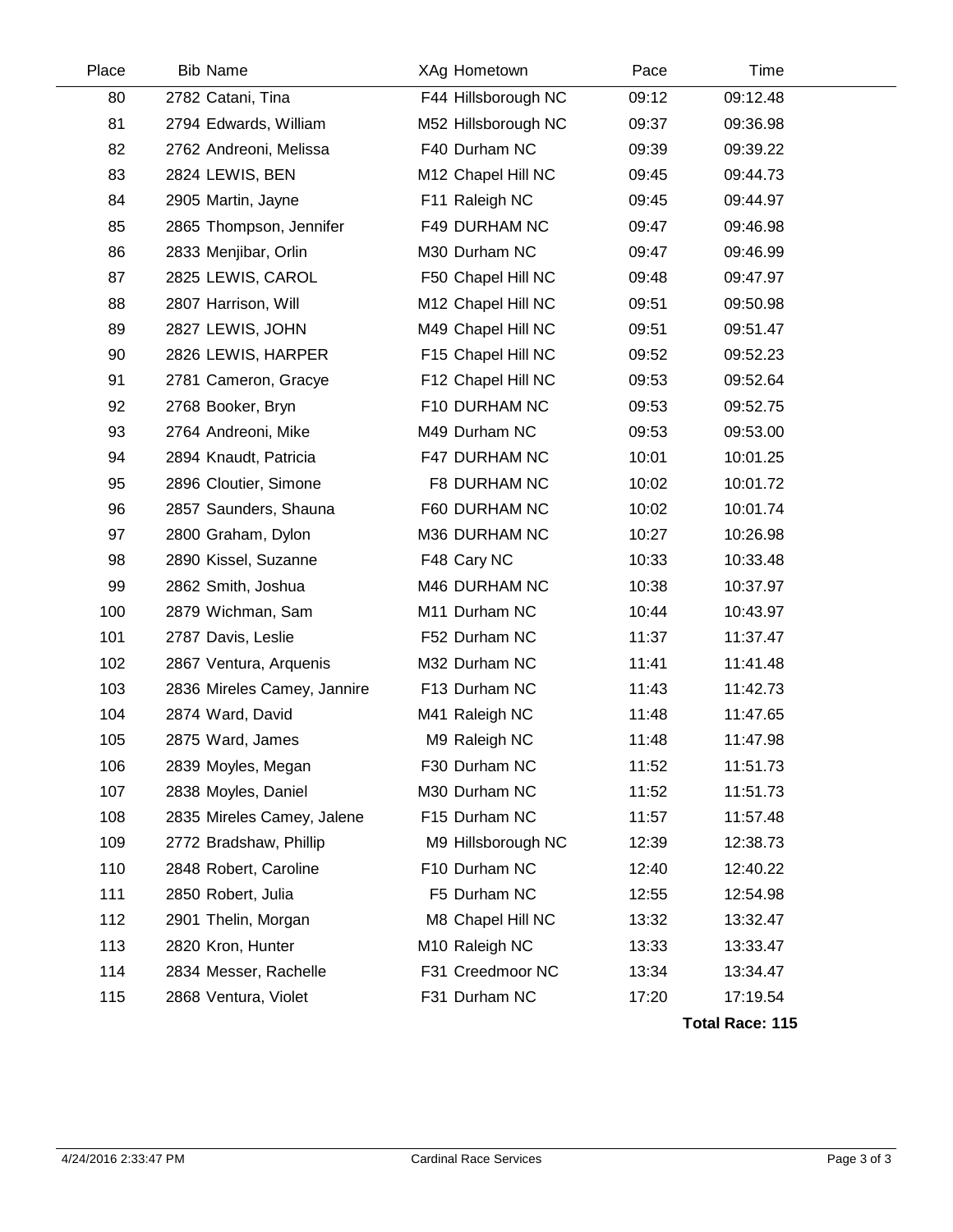| Place | Bib | Name | XAg | Hometown | Pace | Time |
|---|---|---|---|---|---|---|
| 80 | 2782 | Catani, Tina | F44 | Hillsborough NC | 09:12 | 09:12.48 |
| 81 | 2794 | Edwards, William | M52 | Hillsborough NC | 09:37 | 09:36.98 |
| 82 | 2762 | Andreoni, Melissa | F40 | Durham NC | 09:39 | 09:39.22 |
| 83 | 2824 | LEWIS, BEN | M12 | Chapel Hill NC | 09:45 | 09:44.73 |
| 84 | 2905 | Martin, Jayne | F11 | Raleigh NC | 09:45 | 09:44.97 |
| 85 | 2865 | Thompson, Jennifer | F49 | DURHAM NC | 09:47 | 09:46.98 |
| 86 | 2833 | Menjibar, Orlin | M30 | Durham NC | 09:47 | 09:46.99 |
| 87 | 2825 | LEWIS, CAROL | F50 | Chapel Hill NC | 09:48 | 09:47.97 |
| 88 | 2807 | Harrison, Will | M12 | Chapel Hill NC | 09:51 | 09:50.98 |
| 89 | 2827 | LEWIS, JOHN | M49 | Chapel Hill NC | 09:51 | 09:51.47 |
| 90 | 2826 | LEWIS, HARPER | F15 | Chapel Hill NC | 09:52 | 09:52.23 |
| 91 | 2781 | Cameron, Gracye | F12 | Chapel Hill NC | 09:53 | 09:52.64 |
| 92 | 2768 | Booker, Bryn | F10 | DURHAM NC | 09:53 | 09:52.75 |
| 93 | 2764 | Andreoni, Mike | M49 | Durham NC | 09:53 | 09:53.00 |
| 94 | 2894 | Knaudt, Patricia | F47 | DURHAM NC | 10:01 | 10:01.25 |
| 95 | 2896 | Cloutier, Simone | F8 | DURHAM NC | 10:02 | 10:01.72 |
| 96 | 2857 | Saunders, Shauna | F60 | DURHAM NC | 10:02 | 10:01.74 |
| 97 | 2800 | Graham, Dylon | M36 | DURHAM NC | 10:27 | 10:26.98 |
| 98 | 2890 | Kissel, Suzanne | F48 | Cary NC | 10:33 | 10:33.48 |
| 99 | 2862 | Smith, Joshua | M46 | DURHAM NC | 10:38 | 10:37.97 |
| 100 | 2879 | Wichman, Sam | M11 | Durham NC | 10:44 | 10:43.97 |
| 101 | 2787 | Davis, Leslie | F52 | Durham NC | 11:37 | 11:37.47 |
| 102 | 2867 | Ventura, Arquenis | M32 | Durham NC | 11:41 | 11:41.48 |
| 103 | 2836 | Mireles Camey, Jannire | F13 | Durham NC | 11:43 | 11:42.73 |
| 104 | 2874 | Ward, David | M41 | Raleigh NC | 11:48 | 11:47.65 |
| 105 | 2875 | Ward, James | M9 | Raleigh NC | 11:48 | 11:47.98 |
| 106 | 2839 | Moyles, Megan | F30 | Durham NC | 11:52 | 11:51.73 |
| 107 | 2838 | Moyles, Daniel | M30 | Durham NC | 11:52 | 11:51.73 |
| 108 | 2835 | Mireles Camey, Jalene | F15 | Durham NC | 11:57 | 11:57.48 |
| 109 | 2772 | Bradshaw, Phillip | M9 | Hillsborough NC | 12:39 | 12:38.73 |
| 110 | 2848 | Robert, Caroline | F10 | Durham NC | 12:40 | 12:40.22 |
| 111 | 2850 | Robert, Julia | F5 | Durham NC | 12:55 | 12:54.98 |
| 112 | 2901 | Thelin, Morgan | M8 | Chapel Hill NC | 13:32 | 13:32.47 |
| 113 | 2820 | Kron, Hunter | M10 | Raleigh NC | 13:33 | 13:33.47 |
| 114 | 2834 | Messer, Rachelle | F31 | Creedmoor NC | 13:34 | 13:34.47 |
| 115 | 2868 | Ventura, Violet | F31 | Durham NC | 17:20 | 17:19.54 |

**Total Race: 115**

4/24/2016 2:33:47 PM

Cardinal Race Services